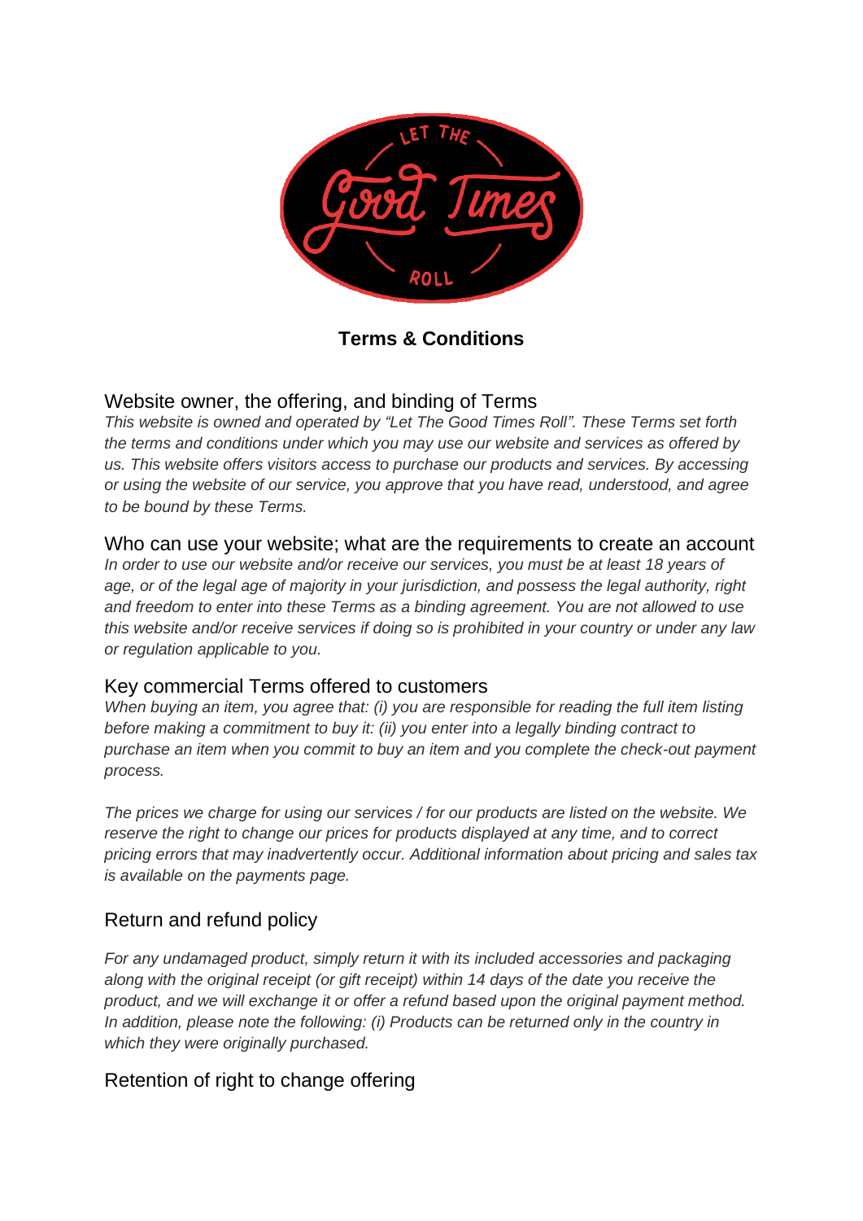**Terms & Conditions**

## Website owner, the offering, and binding of Terms

*This website is owned and operated by "Let The Good Times Roll". These Terms set forth the terms and conditions under which you may use our website and services as offered by us. This website offers visitors access to purchase our products and services. By accessing or using the website of our service, you approve that you have read, understood, and agree to be bound by these Terms.*

## Who can use your website; what are the requirements to create an account

*In order to use our website and/or receive our services, you must be at least 18 years of age, or of the legal age of majority in your jurisdiction, and possess the legal authority, right and freedom to enter into these Terms as a binding agreement. You are not allowed to use this website and/or receive services if doing so is prohibited in your country or under any law or regulation applicable to you.*

## Key commercial Terms offered to customers

*When buying an item, you agree that: (i) you are responsible for reading the full item listing before making a commitment to buy it: (ii) you enter into a legally binding contract to purchase an item when you commit to buy an item and you complete the check-out payment process.*

*The prices we charge for using our services / for our products are listed on the website. We reserve the right to change our prices for products displayed at any time, and to correct pricing errors that may inadvertently occur. Additional information about pricing and sales tax is available on the payments page.*

## Return and refund policy

*For any undamaged product, simply return it with its included accessories and packaging along with the original receipt (or gift receipt) within 14 days of the date you receive the product, and we will exchange it or offer a refund based upon the original payment method. In addition, please note the following: (i) Products can be returned only in the country in which they were originally purchased.*

## Retention of right to change offering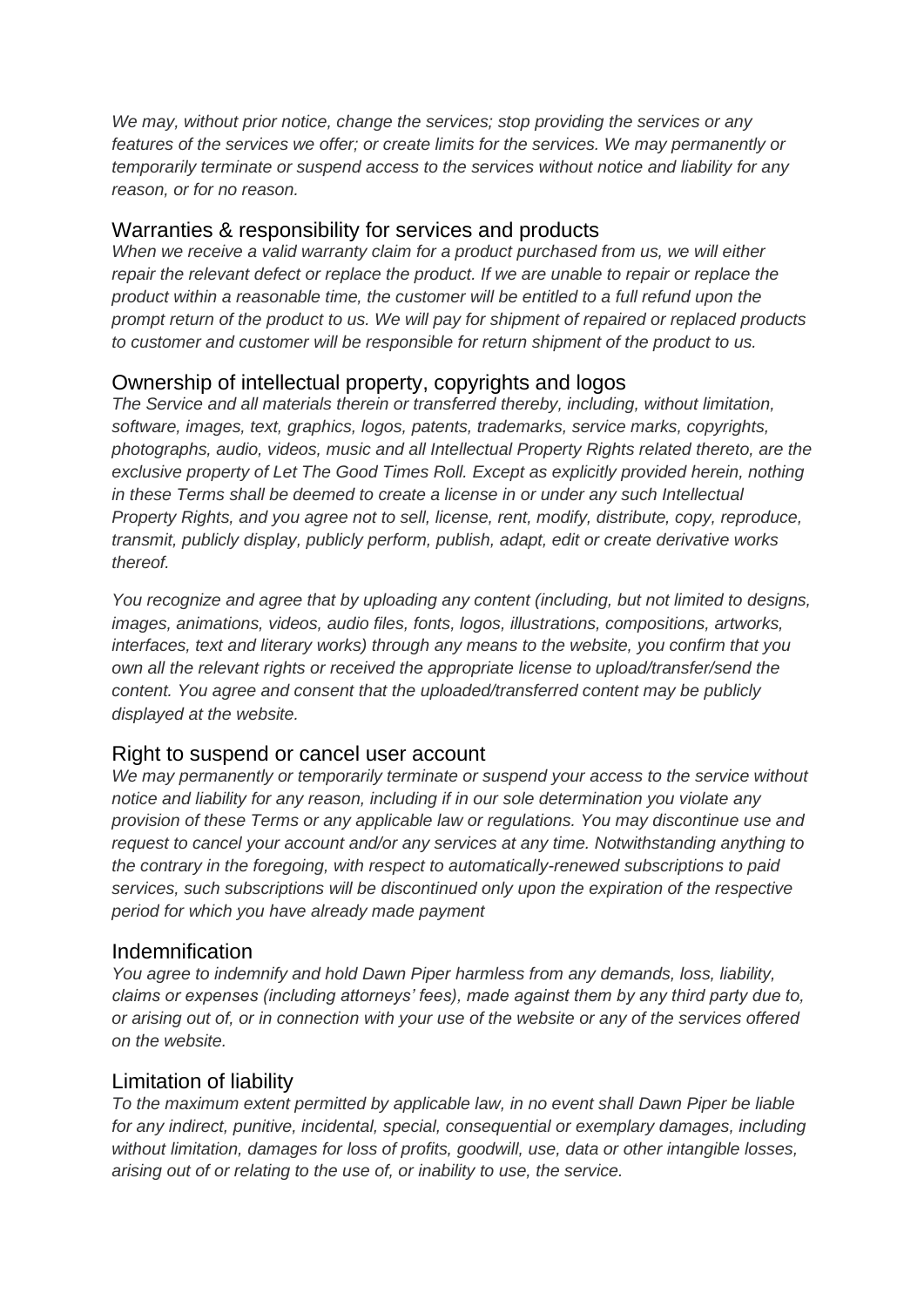*We may, without prior notice, change the services; stop providing the services or any features of the services we offer; or create limits for the services. We may permanently or temporarily terminate or suspend access to the services without notice and liability for any reason, or for no reason.*

## Warranties & responsibility for services and products

*When we receive a valid warranty claim for a product purchased from us, we will either repair the relevant defect or replace the product. If we are unable to repair or replace the product within a reasonable time, the customer will be entitled to a full refund upon the prompt return of the product to us. We will pay for shipment of repaired or replaced products to customer and customer will be responsible for return shipment of the product to us.*

## Ownership of intellectual property, copyrights and logos

*The Service and all materials therein or transferred thereby, including, without limitation, software, images, text, graphics, logos, patents, trademarks, service marks, copyrights, photographs, audio, videos, music and all Intellectual Property Rights related thereto, are the exclusive property of Let The Good Times Roll. Except as explicitly provided herein, nothing in these Terms shall be deemed to create a license in or under any such Intellectual Property Rights, and you agree not to sell, license, rent, modify, distribute, copy, reproduce, transmit, publicly display, publicly perform, publish, adapt, edit or create derivative works thereof.*

*You recognize and agree that by uploading any content (including, but not limited to designs, images, animations, videos, audio files, fonts, logos, illustrations, compositions, artworks, interfaces, text and literary works) through any means to the website, you confirm that you own all the relevant rights or received the appropriate license to upload/transfer/send the content. You agree and consent that the uploaded/transferred content may be publicly displayed at the website.*

## Right to suspend or cancel user account

*We may permanently or temporarily terminate or suspend your access to the service without notice and liability for any reason, including if in our sole determination you violate any provision of these Terms or any applicable law or regulations. You may discontinue use and request to cancel your account and/or any services at any time. Notwithstanding anything to the contrary in the foregoing, with respect to automatically-renewed subscriptions to paid services, such subscriptions will be discontinued only upon the expiration of the respective period for which you have already made payment*

## Indemnification

*You agree to indemnify and hold Dawn Piper harmless from any demands, loss, liability, claims or expenses (including attorneys' fees), made against them by any third party due to, or arising out of, or in connection with your use of the website or any of the services offered on the website.*

## Limitation of liability

*To the maximum extent permitted by applicable law, in no event shall Dawn Piper be liable for any indirect, punitive, incidental, special, consequential or exemplary damages, including without limitation, damages for loss of profits, goodwill, use, data or other intangible losses, arising out of or relating to the use of, or inability to use, the service.*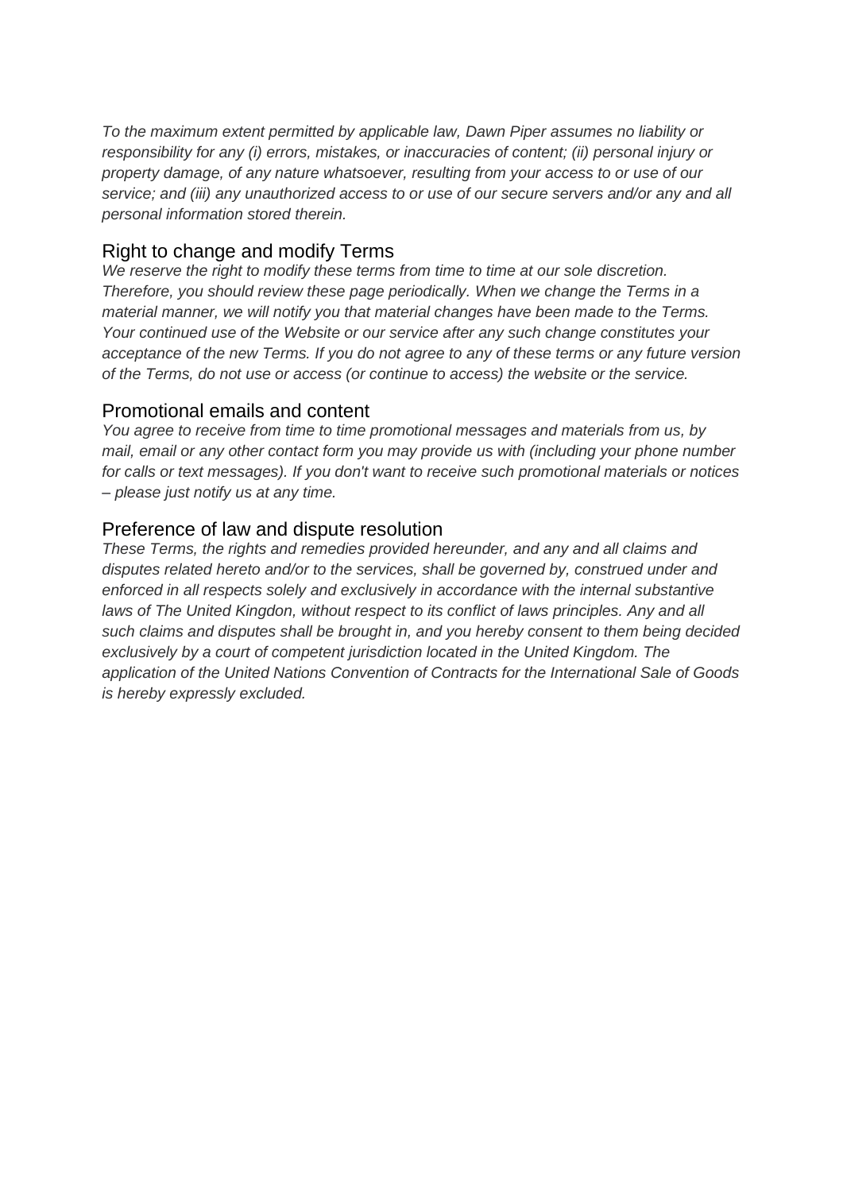*To the maximum extent permitted by applicable law, Dawn Piper assumes no liability or responsibility for any (i) errors, mistakes, or inaccuracies of content; (ii) personal injury or property damage, of any nature whatsoever, resulting from your access to or use of our service; and (iii) any unauthorized access to or use of our secure servers and/or any and all personal information stored therein.*

## Right to change and modify Terms

*We reserve the right to modify these terms from time to time at our sole discretion. Therefore, you should review these page periodically. When we change the Terms in a material manner, we will notify you that material changes have been made to the Terms. Your continued use of the Website or our service after any such change constitutes your acceptance of the new Terms. If you do not agree to any of these terms or any future version of the Terms, do not use or access (or continue to access) the website or the service.*

## Promotional emails and content

*You agree to receive from time to time promotional messages and materials from us, by mail, email or any other contact form you may provide us with (including your phone number for calls or text messages). If you don't want to receive such promotional materials or notices – please just notify us at any time.*

## Preference of law and dispute resolution

*These Terms, the rights and remedies provided hereunder, and any and all claims and disputes related hereto and/or to the services, shall be governed by, construed under and enforced in all respects solely and exclusively in accordance with the internal substantive laws of The United Kingdon, without respect to its conflict of laws principles. Any and all such claims and disputes shall be brought in, and you hereby consent to them being decided exclusively by a court of competent jurisdiction located in the United Kingdom. The application of the United Nations Convention of Contracts for the International Sale of Goods is hereby expressly excluded.*